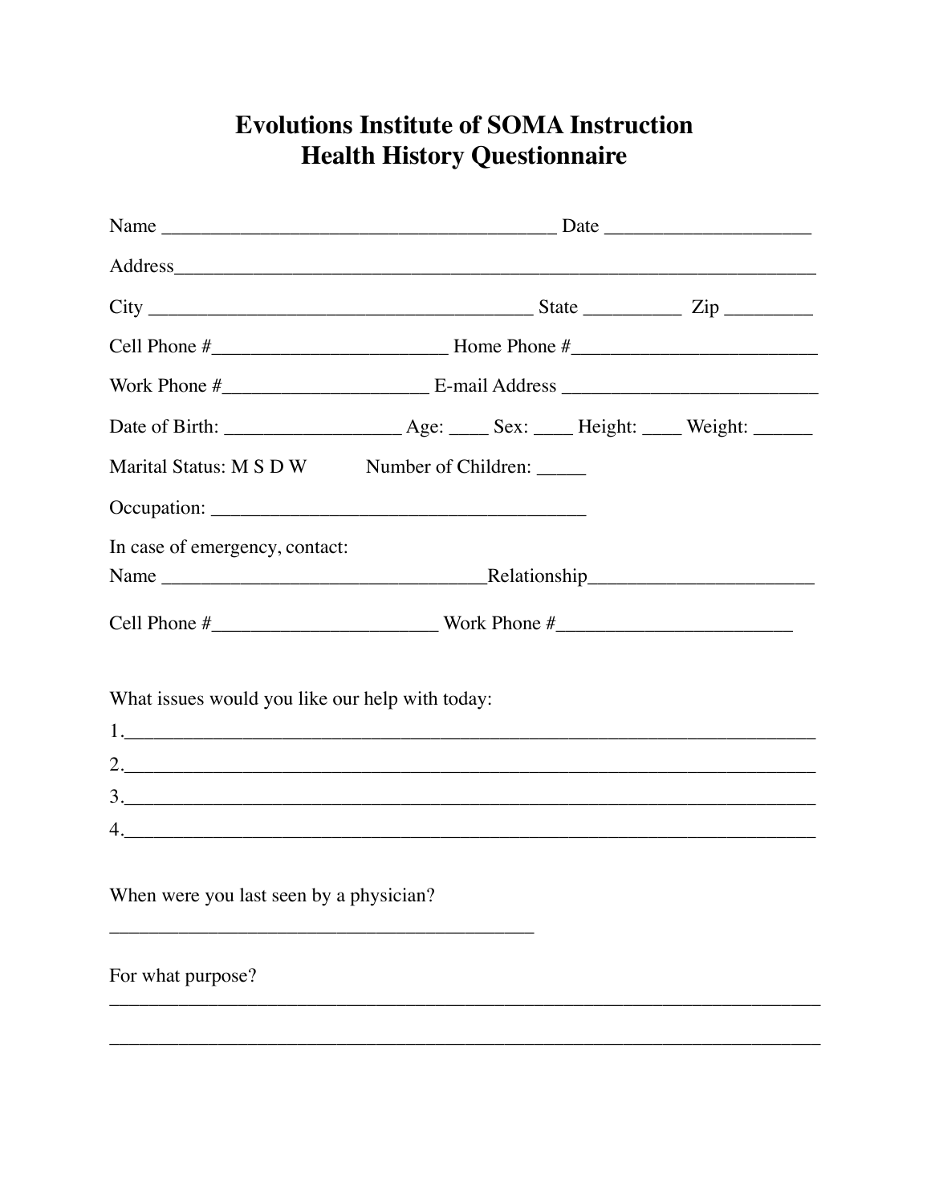# Evolutions Institute of SOMA Instruction
## Health History Questionnaire

Name ________________________________________ Date ____________________

Address_________________________________________________________________

City _______________________________________ State __________ Zip _________

Cell Phone #_______________________ Home Phone #________________________

Work Phone #____________________ E-mail Address __________________________

Date of Birth: _________________ Age: ____ Sex: ____ Height: ____ Weight: ______

Marital Status: M S D W Number of Children: _____

Occupation: _____________________________________

In case of emergency, contact:

Name _________________________________Relationship______________________

Cell Phone #______________________ Work Phone #_______________________

What issues would you like our help with today:

1.______________________________________________________________________

2.______________________________________________________________________

3.______________________________________________________________________

4.______________________________________________________________________

When were you last seen by a physician?

___________________________________________

For what purpose?

________________________________________________________________________

________________________________________________________________________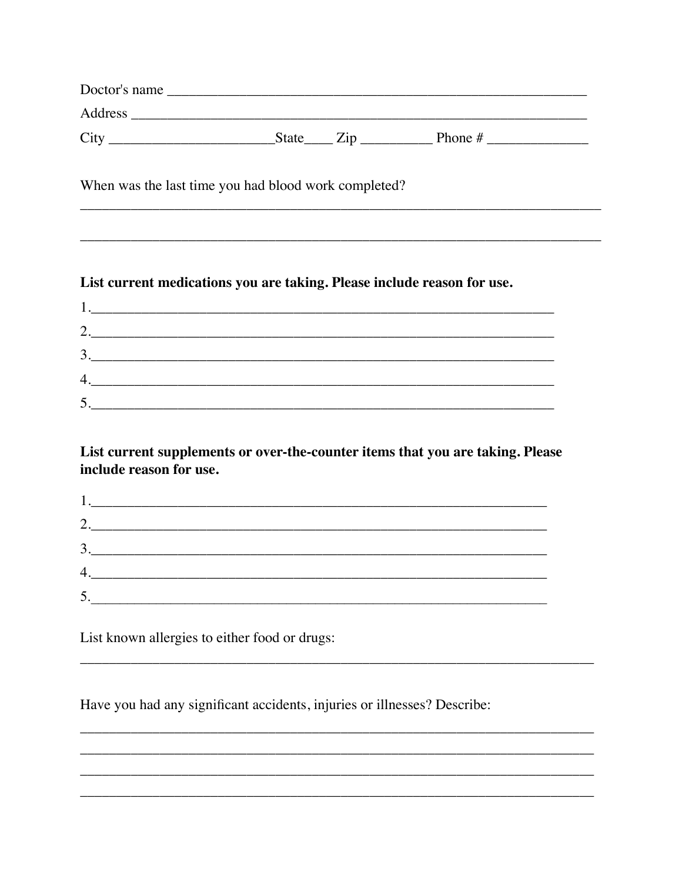Doctor's name ____________________________________________________________

Address ________________________________________________________________

City _______________________State____ Zip __________ Phone # ______________

When was the last time you had blood work completed?

___________________________________________________________________________

___________________________________________________________________________

**List current medications you are taking. Please include reason for use.**

1.________________________________________________________________

2.________________________________________________________________

3.________________________________________________________________

4.________________________________________________________________

5.________________________________________________________________

**List current supplements or over-the-counter items that you are taking. Please include reason for use.**

1.________________________________________________________________

2.________________________________________________________________

3.________________________________________________________________

4.________________________________________________________________

5.________________________________________________________________

List known allergies to either food or drugs:

___________________________________________________________________________

Have you had any significant accidents, injuries or illnesses? Describe:

___________________________________________________________________________

___________________________________________________________________________

___________________________________________________________________________

___________________________________________________________________________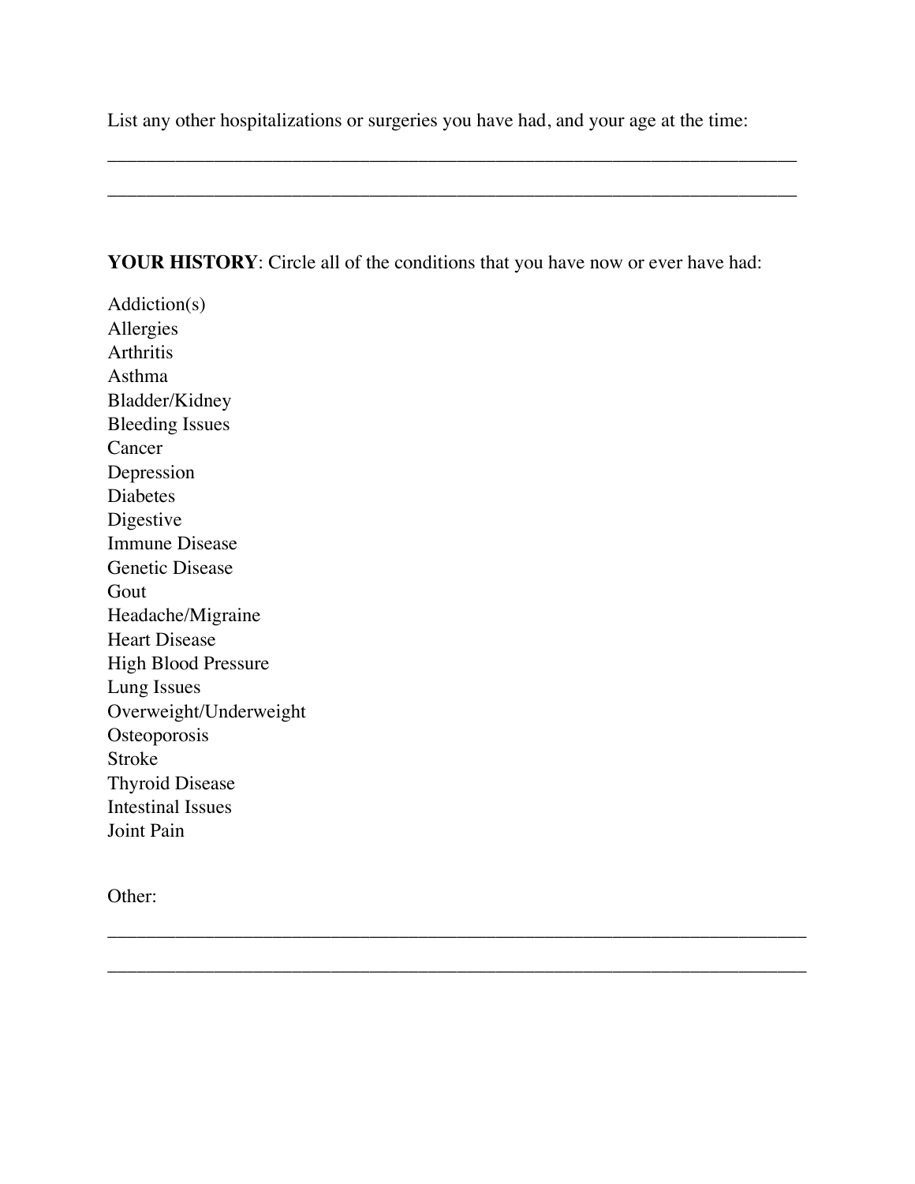List any other hospitalizations or surgeries you have had, and your age at the time:

_______________________________________________________________________________

_______________________________________________________________________________

**YOUR HISTORY**: Circle all of the conditions that you have now or ever have had:

Addiction(s)
Allergies
Arthritis
Asthma
Bladder/Kidney
Bleeding Issues
Cancer
Depression
Diabetes
Digestive
Immune Disease
Genetic Disease
Gout
Headache/Migraine
Heart Disease
High Blood Pressure
Lung Issues
Overweight/Underweight
Osteoporosis
Stroke
Thyroid Disease
Intestinal Issues
Joint Pain

Other:

_______________________________________________________________________________

_______________________________________________________________________________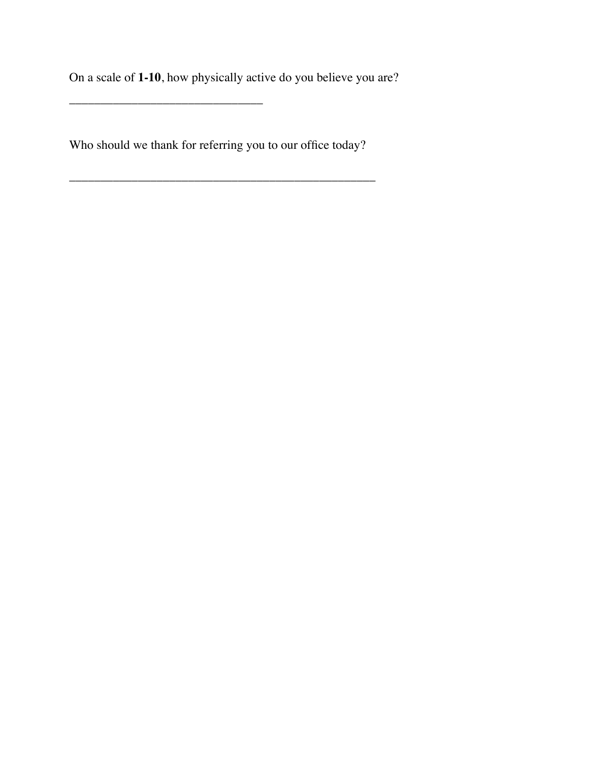On a scale of **1-10**, how physically active do you believe you are?

_______________________________

Who should we thank for referring you to our office today?

_________________________________________________